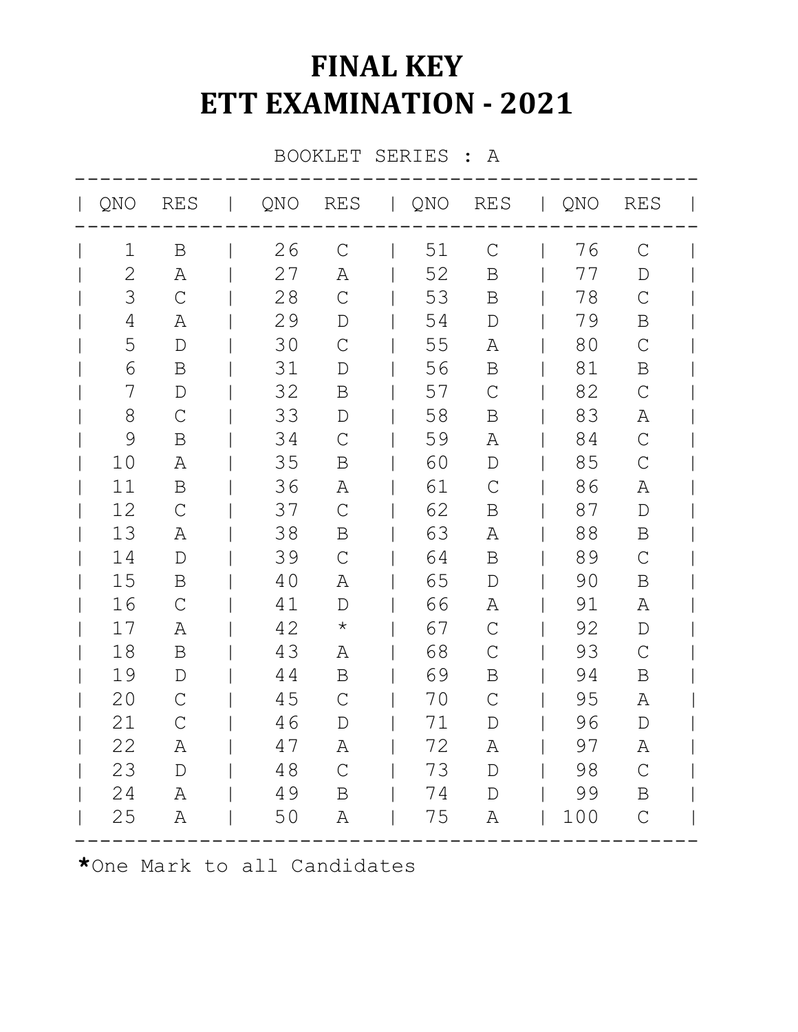# FINAL KEY
# ETT EXAMINATION - 2021

BOOKLET SERIES : A

| QNO | RES | QNO | RES | QNO | RES | QNO | RES |
|---|---|---|---|---|---|---|---|
| 1 | B | 26 | C | 51 | C | 76 | C |
| 2 | A | 27 | A | 52 | B | 77 | D |
| 3 | C | 28 | C | 53 | B | 78 | C |
| 4 | A | 29 | D | 54 | D | 79 | B |
| 5 | D | 30 | C | 55 | A | 80 | C |
| 6 | B | 31 | D | 56 | B | 81 | B |
| 7 | D | 32 | B | 57 | C | 82 | C |
| 8 | C | 33 | D | 58 | B | 83 | A |
| 9 | B | 34 | C | 59 | A | 84 | C |
| 10 | A | 35 | B | 60 | D | 85 | C |
| 11 | B | 36 | A | 61 | C | 86 | A |
| 12 | C | 37 | C | 62 | B | 87 | D |
| 13 | A | 38 | B | 63 | A | 88 | B |
| 14 | D | 39 | C | 64 | B | 89 | C |
| 15 | B | 40 | A | 65 | D | 90 | B |
| 16 | C | 41 | D | 66 | A | 91 | A |
| 17 | A | 42 | * | 67 | C | 92 | D |
| 18 | B | 43 | A | 68 | C | 93 | C |
| 19 | D | 44 | B | 69 | B | 94 | B |
| 20 | C | 45 | C | 70 | C | 95 | A |
| 21 | C | 46 | D | 71 | D | 96 | D |
| 22 | A | 47 | A | 72 | A | 97 | A |
| 23 | D | 48 | C | 73 | D | 98 | C |
| 24 | A | 49 | B | 74 | D | 99 | B |
| 25 | A | 50 | A | 75 | A | 100 | C |

*One Mark to all Candidates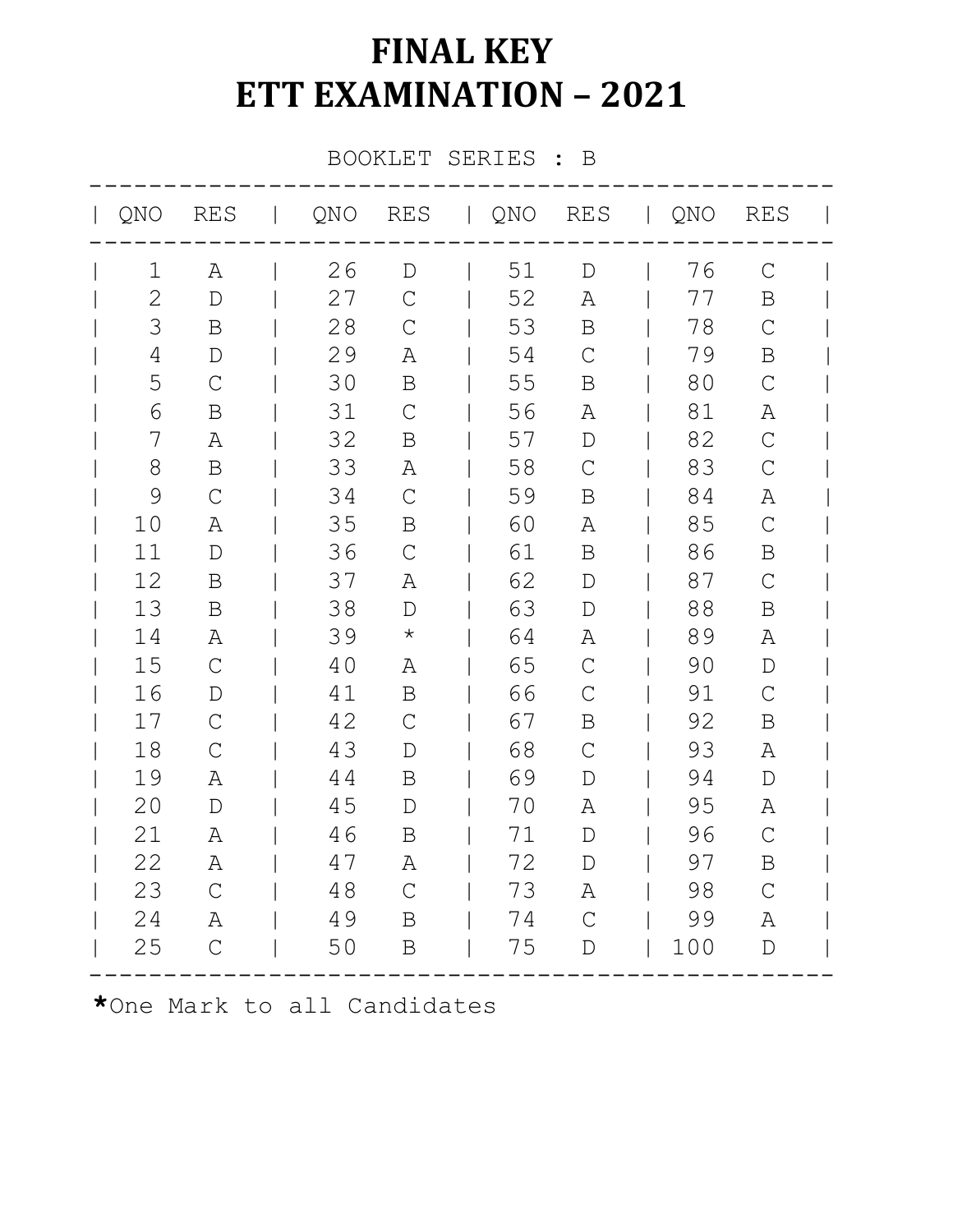# FINAL KEY
# ETT EXAMINATION – 2021

BOOKLET SERIES : B

| QNO | RES | QNO | RES | QNO | RES | QNO | RES |
|---|---|---|---|---|---|---|---|
| 1 | A | 26 | D | 51 | D | 76 | C |
| 2 | D | 27 | C | 52 | A | 77 | B |
| 3 | B | 28 | C | 53 | B | 78 | C |
| 4 | D | 29 | A | 54 | C | 79 | B |
| 5 | C | 30 | B | 55 | B | 80 | C |
| 6 | B | 31 | C | 56 | A | 81 | A |
| 7 | A | 32 | B | 57 | D | 82 | C |
| 8 | B | 33 | A | 58 | C | 83 | C |
| 9 | C | 34 | C | 59 | B | 84 | A |
| 10 | A | 35 | B | 60 | A | 85 | C |
| 11 | D | 36 | C | 61 | B | 86 | B |
| 12 | B | 37 | A | 62 | D | 87 | C |
| 13 | B | 38 | D | 63 | D | 88 | B |
| 14 | A | 39 | * | 64 | A | 89 | A |
| 15 | C | 40 | A | 65 | C | 90 | D |
| 16 | D | 41 | B | 66 | C | 91 | C |
| 17 | C | 42 | C | 67 | B | 92 | B |
| 18 | C | 43 | D | 68 | C | 93 | A |
| 19 | A | 44 | B | 69 | D | 94 | D |
| 20 | D | 45 | D | 70 | A | 95 | A |
| 21 | A | 46 | B | 71 | D | 96 | C |
| 22 | A | 47 | A | 72 | D | 97 | B |
| 23 | C | 48 | C | 73 | A | 98 | C |
| 24 | A | 49 | B | 74 | C | 99 | A |
| 25 | C | 50 | B | 75 | D | 100 | D |

*One Mark to all Candidates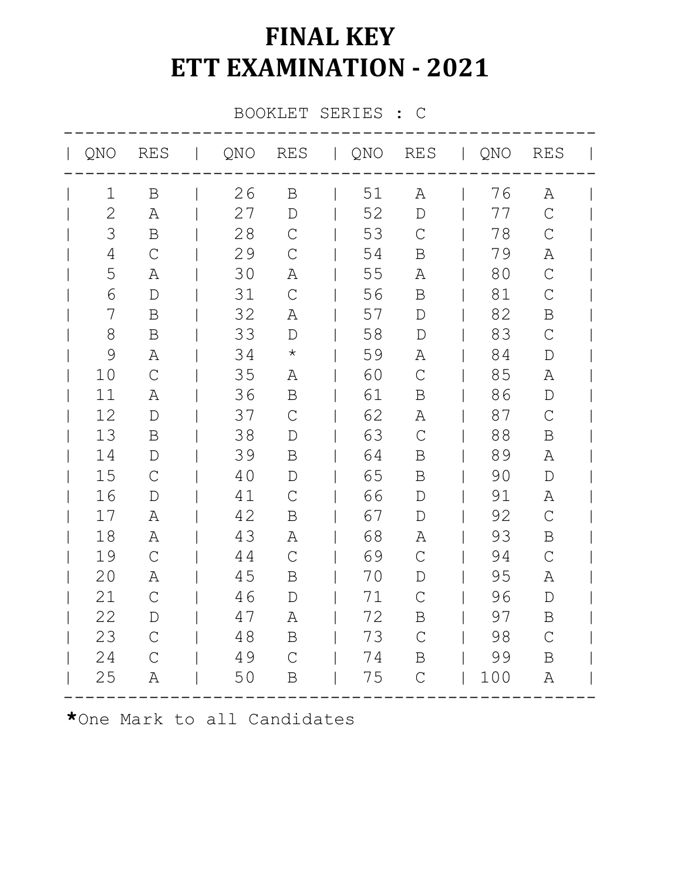# FINAL KEY
# ETT EXAMINATION - 2021

BOOKLET SERIES : C

| QNO | RES | QNO | RES | QNO | RES | QNO | RES |
|---|---|---|---|---|---|---|---|
| 1 | B | 26 | B | 51 | A | 76 | A |
| 2 | A | 27 | D | 52 | D | 77 | C |
| 3 | B | 28 | C | 53 | C | 78 | C |
| 4 | C | 29 | C | 54 | B | 79 | A |
| 5 | A | 30 | A | 55 | A | 80 | C |
| 6 | D | 31 | C | 56 | B | 81 | C |
| 7 | B | 32 | A | 57 | D | 82 | B |
| 8 | B | 33 | D | 58 | D | 83 | C |
| 9 | A | 34 | * | 59 | A | 84 | D |
| 10 | C | 35 | A | 60 | C | 85 | A |
| 11 | A | 36 | B | 61 | B | 86 | D |
| 12 | D | 37 | C | 62 | A | 87 | C |
| 13 | B | 38 | D | 63 | C | 88 | B |
| 14 | D | 39 | B | 64 | B | 89 | A |
| 15 | C | 40 | D | 65 | B | 90 | D |
| 16 | D | 41 | C | 66 | D | 91 | A |
| 17 | A | 42 | B | 67 | D | 92 | C |
| 18 | A | 43 | A | 68 | A | 93 | B |
| 19 | C | 44 | C | 69 | C | 94 | C |
| 20 | A | 45 | B | 70 | D | 95 | A |
| 21 | C | 46 | D | 71 | C | 96 | D |
| 22 | D | 47 | A | 72 | B | 97 | B |
| 23 | C | 48 | B | 73 | C | 98 | C |
| 24 | C | 49 | C | 74 | B | 99 | B |
| 25 | A | 50 | B | 75 | C | 100 | A |

*One Mark to all Candidates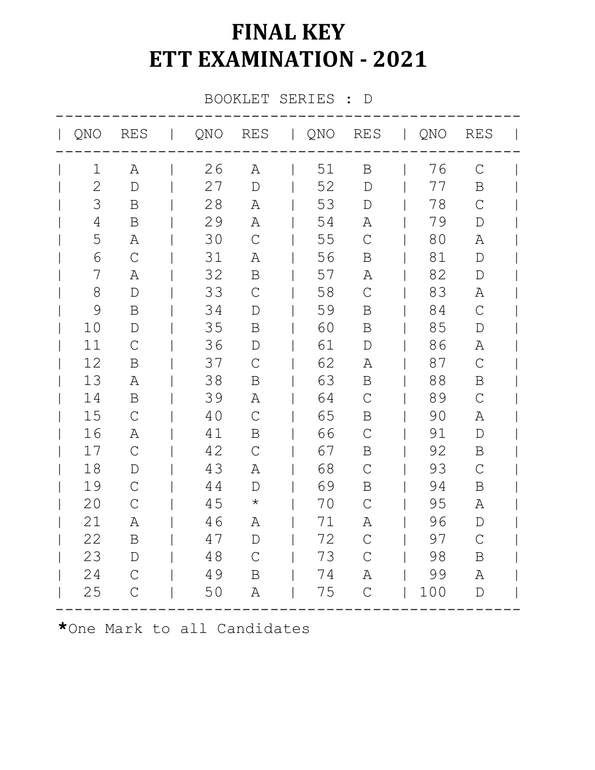# FINAL KEY
# ETT EXAMINATION - 2021

BOOKLET SERIES : D

| QNO | RES | QNO | RES | QNO | RES | QNO | RES |
|---|---|---|---|---|---|---|---|
| 1 | A | 26 | A | 51 | B | 76 | C |
| 2 | D | 27 | D | 52 | D | 77 | B |
| 3 | B | 28 | A | 53 | D | 78 | C |
| 4 | B | 29 | A | 54 | A | 79 | D |
| 5 | A | 30 | C | 55 | C | 80 | A |
| 6 | C | 31 | A | 56 | B | 81 | D |
| 7 | A | 32 | B | 57 | A | 82 | D |
| 8 | D | 33 | C | 58 | C | 83 | A |
| 9 | B | 34 | D | 59 | B | 84 | C |
| 10 | D | 35 | B | 60 | B | 85 | D |
| 11 | C | 36 | D | 61 | D | 86 | A |
| 12 | B | 37 | C | 62 | A | 87 | C |
| 13 | A | 38 | B | 63 | B | 88 | B |
| 14 | B | 39 | A | 64 | C | 89 | C |
| 15 | C | 40 | C | 65 | B | 90 | A |
| 16 | A | 41 | B | 66 | C | 91 | D |
| 17 | C | 42 | C | 67 | B | 92 | B |
| 18 | D | 43 | A | 68 | C | 93 | C |
| 19 | C | 44 | D | 69 | B | 94 | B |
| 20 | C | 45 | * | 70 | C | 95 | A |
| 21 | A | 46 | A | 71 | A | 96 | D |
| 22 | B | 47 | D | 72 | C | 97 | C |
| 23 | D | 48 | C | 73 | C | 98 | B |
| 24 | C | 49 | B | 74 | A | 99 | A |
| 25 | C | 50 | A | 75 | C | 100 | D |

*One Mark to all Candidates